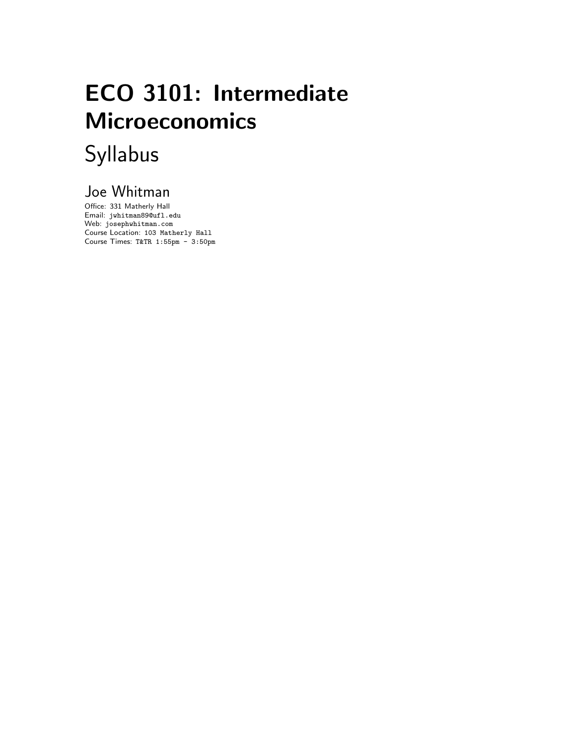# ECO 3101: Intermediate Microeconomics

## Syllabus

### Joe Whitman

Office: 331 Matherly Hall
Email: `jwhitman89@ufl.edu`
Web: `josephwhitman.com`
Course Location: `103 Matherly Hall`
Course Times: `T&TR 1:55pm - 3:50pm`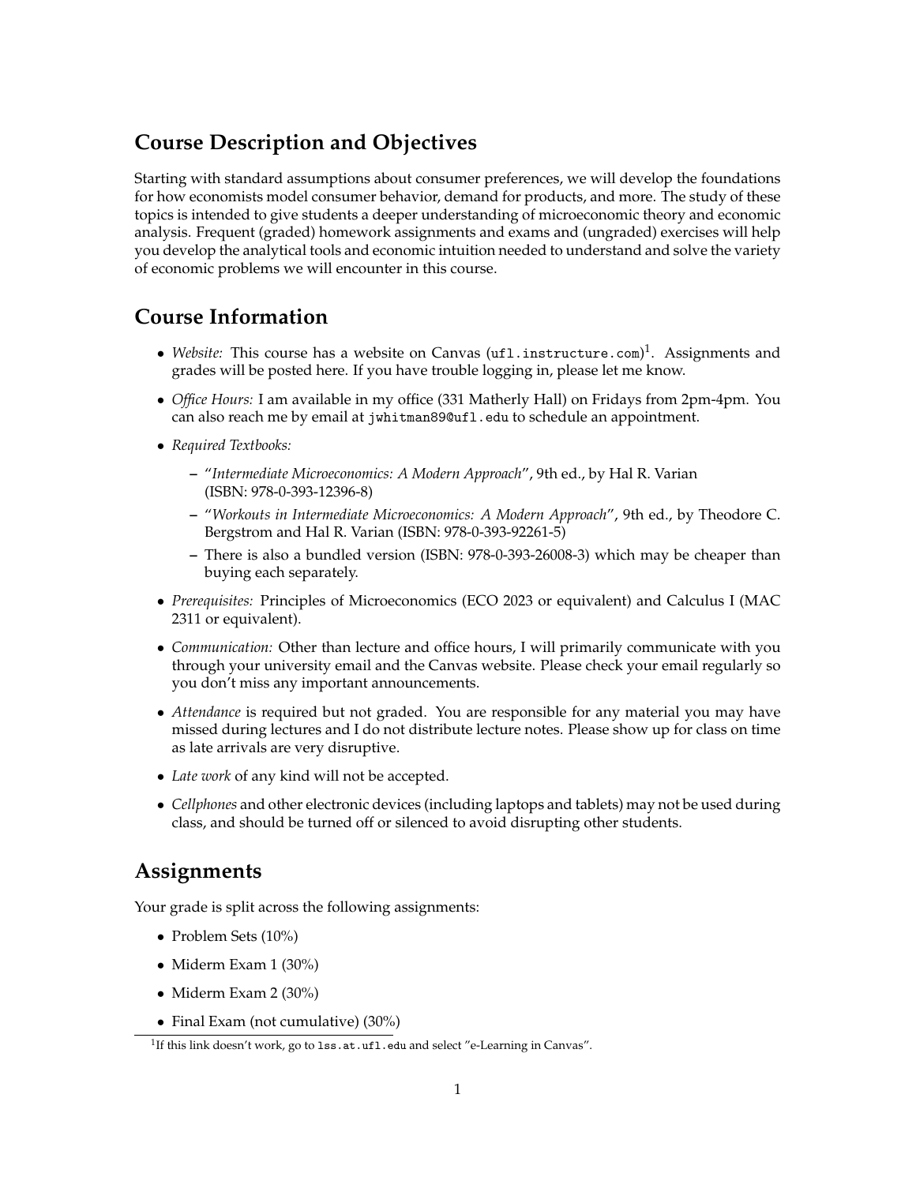## Course Description and Objectives

Starting with standard assumptions about consumer preferences, we will develop the foundations for how economists model consumer behavior, demand for products, and more. The study of these topics is intended to give students a deeper understanding of microeconomic theory and economic analysis. Frequent (graded) homework assignments and exams and (ungraded) exercises will help you develop the analytical tools and economic intuition needed to understand and solve the variety of economic problems we will encounter in this course.

## Course Information

- *Website:* This course has a website on Canvas (`ufl.instructure.com`)[1]. Assignments and grades will be posted here. If you have trouble logging in, please let me know.
- *Office Hours:* I am available in my office (331 Matherly Hall) on Fridays from 2pm-4pm. You can also reach me by email at `jwhitman89@ufl.edu` to schedule an appointment.
- *Required Textbooks:*
  - "*Intermediate Microeconomics: A Modern Approach*", 9th ed., by Hal R. Varian (ISBN: 978-0-393-12396-8)
  - "*Workouts in Intermediate Microeconomics: A Modern Approach*", 9th ed., by Theodore C. Bergstrom and Hal R. Varian (ISBN: 978-0-393-92261-5)
  - There is also a bundled version (ISBN: 978-0-393-26008-3) which may be cheaper than buying each separately.
- *Prerequisites:* Principles of Microeconomics (ECO 2023 or equivalent) and Calculus I (MAC 2311 or equivalent).
- *Communication:* Other than lecture and office hours, I will primarily communicate with you through your university email and the Canvas website. Please check your email regularly so you don't miss any important announcements.
- *Attendance* is required but not graded. You are responsible for any material you may have missed during lectures and I do not distribute lecture notes. Please show up for class on time as late arrivals are very disruptive.
- *Late work* of any kind will not be accepted.
- *Cellphones* and other electronic devices (including laptops and tablets) may not be used during class, and should be turned off or silenced to avoid disrupting other students.

## Assignments

Your grade is split across the following assignments:

- Problem Sets (10%)
- Miderm Exam 1 (30%)
- Miderm Exam 2 (30%)
- Final Exam (not cumulative) (30%)

[1] If this link doesn't work, go to `lss.at.ufl.edu` and select "e-Learning in Canvas".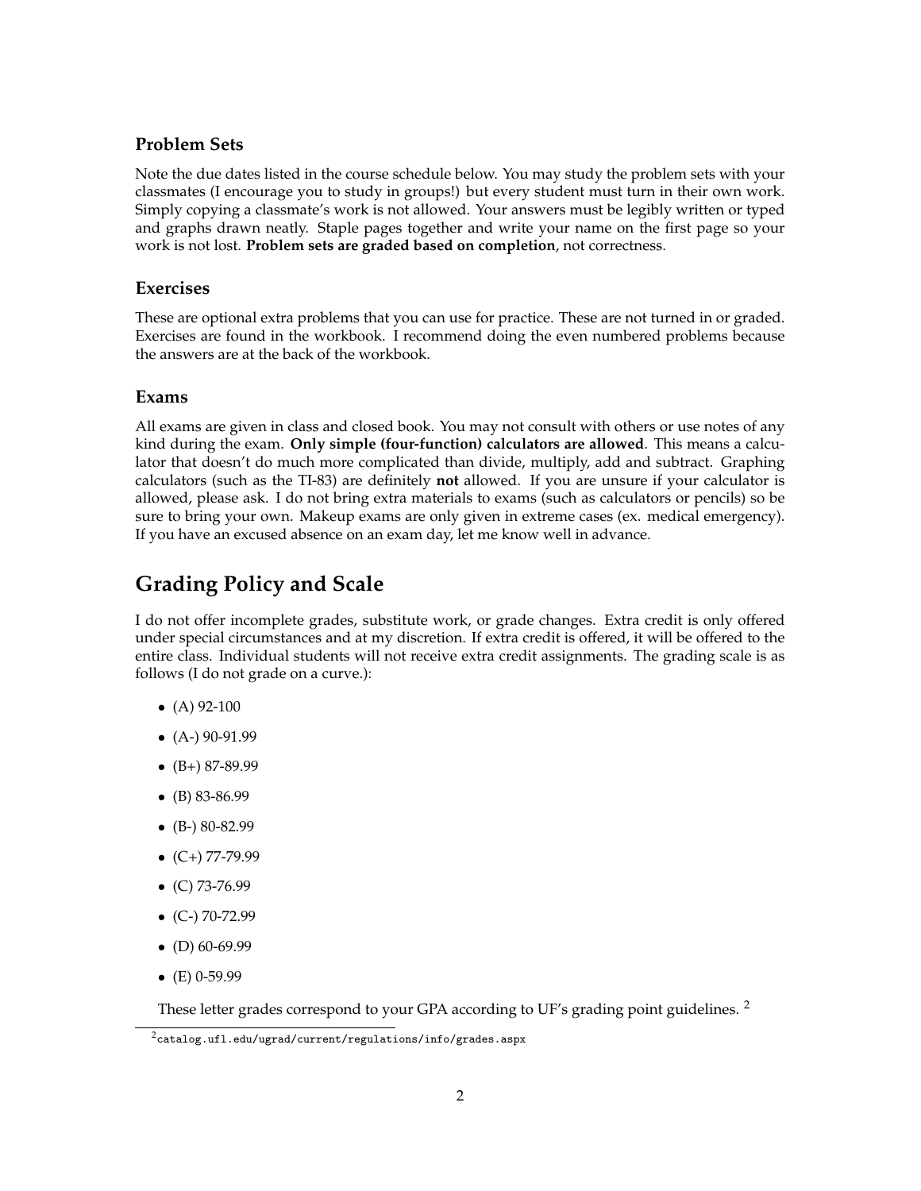### Problem Sets

Note the due dates listed in the course schedule below. You may study the problem sets with your classmates (I encourage you to study in groups!) but every student must turn in their own work. Simply copying a classmate's work is not allowed. Your answers must be legibly written or typed and graphs drawn neatly. Staple pages together and write your name on the first page so your work is not lost. **Problem sets are graded based on completion**, not correctness.

### Exercises

These are optional extra problems that you can use for practice. These are not turned in or graded. Exercises are found in the workbook. I recommend doing the even numbered problems because the answers are at the back of the workbook.

### Exams

All exams are given in class and closed book. You may not consult with others or use notes of any kind during the exam. **Only simple (four-function) calculators are allowed**. This means a calculator that doesn't do much more complicated than divide, multiply, add and subtract. Graphing calculators (such as the TI-83) are definitely **not** allowed. If you are unsure if your calculator is allowed, please ask. I do not bring extra materials to exams (such as calculators or pencils) so be sure to bring your own. Makeup exams are only given in extreme cases (ex. medical emergency). If you have an excused absence on an exam day, let me know well in advance.

## Grading Policy and Scale

I do not offer incomplete grades, substitute work, or grade changes. Extra credit is only offered under special circumstances and at my discretion. If extra credit is offered, it will be offered to the entire class. Individual students will not receive extra credit assignments. The grading scale is as follows (I do not grade on a curve.):

- (A) 92-100
- (A-) 90-91.99
- (B+) 87-89.99
- (B) 83-86.99
- (B-) 80-82.99
- (C+) 77-79.99
- (C) 73-76.99
- (C-) 70-72.99
- (D) 60-69.99
- (E) 0-59.99

These letter grades correspond to your GPA according to UF's grading point guidelines. [2]

[2] catalog.ufl.edu/ugrad/current/regulations/info/grades.aspx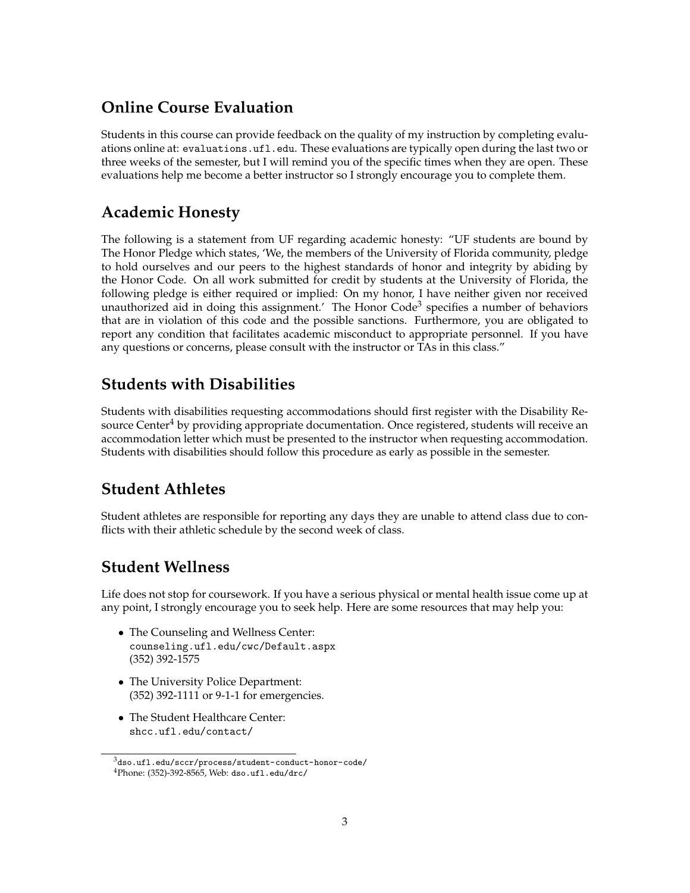## Online Course Evaluation

Students in this course can provide feedback on the quality of my instruction by completing evaluations online at: `evaluations.ufl.edu`. These evaluations are typically open during the last two or three weeks of the semester, but I will remind you of the specific times when they are open. These evaluations help me become a better instructor so I strongly encourage you to complete them.

## Academic Honesty

The following is a statement from UF regarding academic honesty: "UF students are bound by The Honor Pledge which states, 'We, the members of the University of Florida community, pledge to hold ourselves and our peers to the highest standards of honor and integrity by abiding by the Honor Code. On all work submitted for credit by students at the University of Florida, the following pledge is either required or implied: On my honor, I have neither given nor received unauthorized aid in doing this assignment.' The Honor Code[3] specifies a number of behaviors that are in violation of this code and the possible sanctions. Furthermore, you are obligated to report any condition that facilitates academic misconduct to appropriate personnel. If you have any questions or concerns, please consult with the instructor or TAs in this class."

## Students with Disabilities

Students with disabilities requesting accommodations should first register with the Disability Resource Center[4] by providing appropriate documentation. Once registered, students will receive an accommodation letter which must be presented to the instructor when requesting accommodation. Students with disabilities should follow this procedure as early as possible in the semester.

## Student Athletes

Student athletes are responsible for reporting any days they are unable to attend class due to conflicts with their athletic schedule by the second week of class.

## Student Wellness

Life does not stop for coursework. If you have a serious physical or mental health issue come up at any point, I strongly encourage you to seek help. Here are some resources that may help you:

- The Counseling and Wellness Center:
  `counseling.ufl.edu/cwc/Default.aspx`
  (352) 392-1575
- The University Police Department:
  (352) 392-1111 or 9-1-1 for emergencies.
- The Student Healthcare Center:
  `shcc.ufl.edu/contact/`

---

[3] `dso.ufl.edu/sccr/process/student-conduct-honor-code/`

[4] Phone: (352)-392-8565, Web: `dso.ufl.edu/drc/`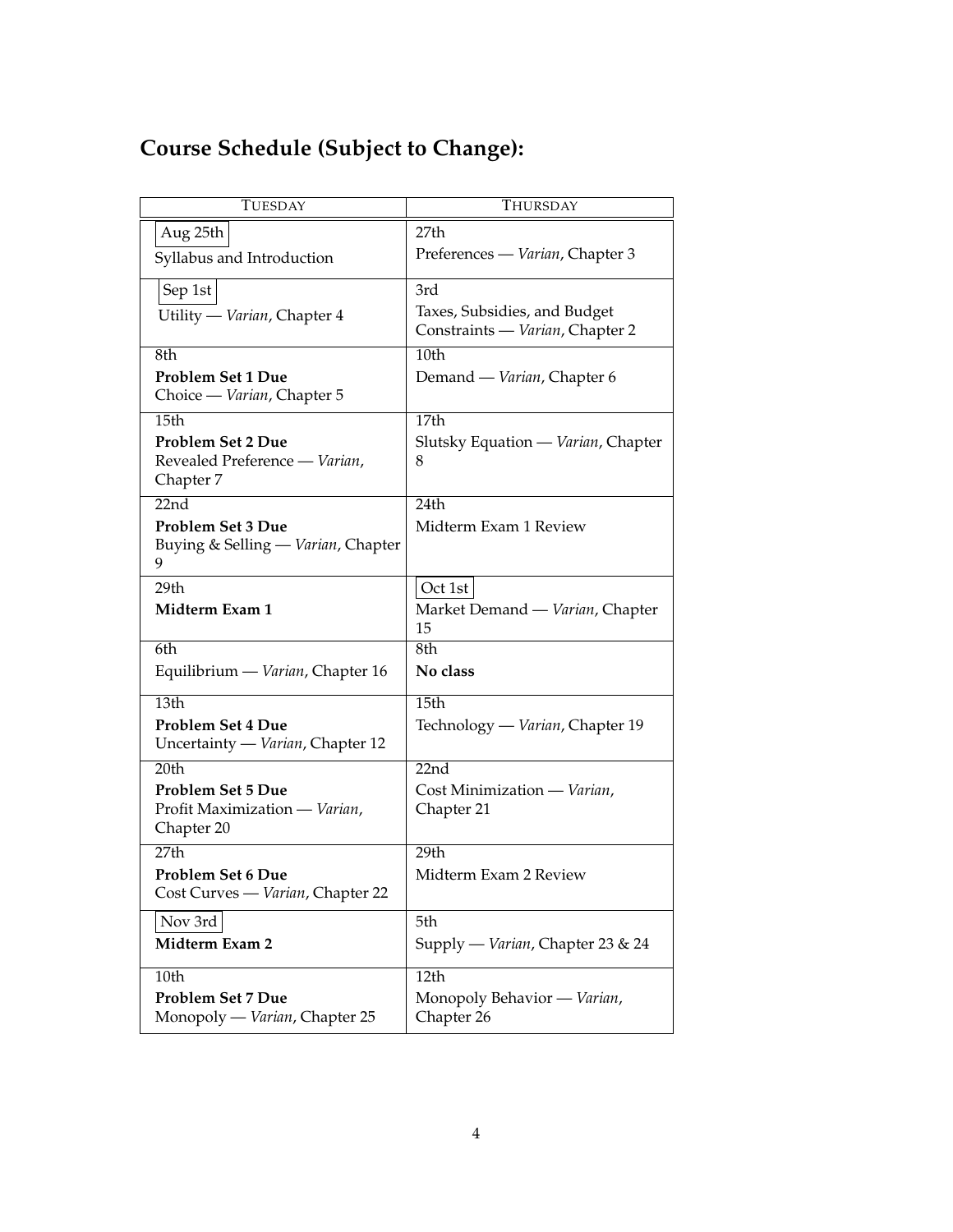## Course Schedule (Subject to Change):

| TUESDAY | THURSDAY |
|---|---|
| Aug 25th<br>Syllabus and Introduction | 27th<br>Preferences — *Varian*, Chapter 3 |
| Sep 1st<br>Utility — *Varian*, Chapter 4 | 3rd<br>Taxes, Subsidies, and Budget Constraints — *Varian*, Chapter 2 |
| 8th<br>**Problem Set 1 Due**<br>Choice — *Varian*, Chapter 5 | 10th<br>Demand — *Varian*, Chapter 6 |
| 15th<br>**Problem Set 2 Due**<br>Revealed Preference — *Varian*, Chapter 7 | 17th<br>Slutsky Equation — *Varian*, Chapter 8 |
| 22nd<br>**Problem Set 3 Due**<br>Buying & Selling — *Varian*, Chapter 9 | 24th<br>Midterm Exam 1 Review |
| 29th<br>**Midterm Exam 1** | Oct 1st<br>Market Demand — *Varian*, Chapter 15 |
| 6th<br>Equilibrium — *Varian*, Chapter 16 | 8th<br>**No class** |
| 13th<br>**Problem Set 4 Due**<br>Uncertainty — *Varian*, Chapter 12 | 15th<br>Technology — *Varian*, Chapter 19 |
| 20th<br>**Problem Set 5 Due**<br>Profit Maximization — *Varian*, Chapter 20 | 22nd<br>Cost Minimization — *Varian*, Chapter 21 |
| 27th<br>**Problem Set 6 Due**<br>Cost Curves — *Varian*, Chapter 22 | 29th<br>Midterm Exam 2 Review |
| Nov 3rd<br>**Midterm Exam 2** | 5th<br>Supply — *Varian*, Chapter 23 & 24 |
| 10th<br>**Problem Set 7 Due**<br>Monopoly — *Varian*, Chapter 25 | 12th<br>Monopoly Behavior — *Varian*, Chapter 26 |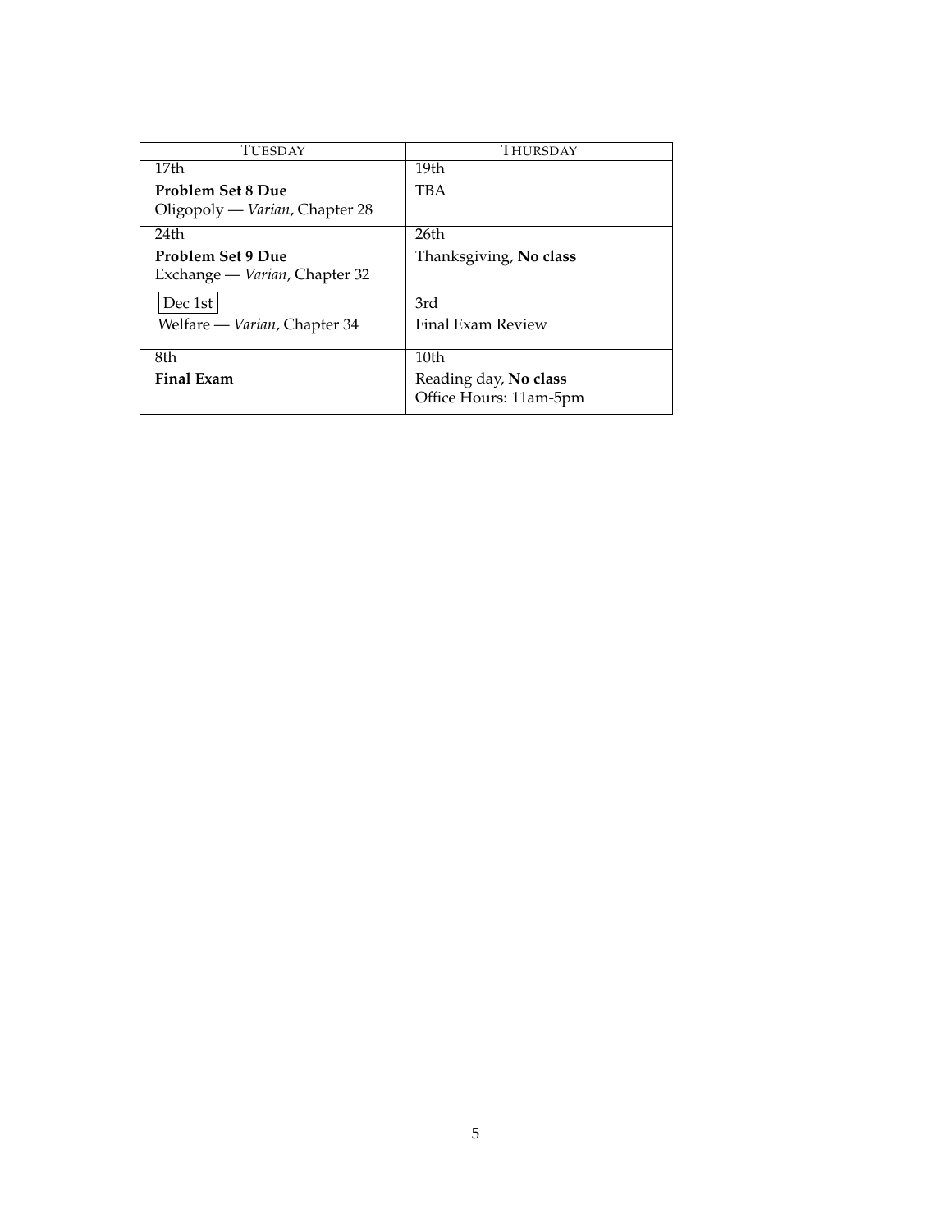| TUESDAY | THURSDAY |
| --- | --- |
| 17th<br>**Problem Set 8 Due**<br>Oligopoly — *Varian*, Chapter 28 | 19th<br>TBA |
| 24th<br>**Problem Set 9 Due**<br>Exchange — *Varian*, Chapter 32 | 26th<br>Thanksgiving, **No class** |
| Dec 1st<br>Welfare — *Varian*, Chapter 34 | 3rd<br>Final Exam Review |
| 8th<br>**Final Exam** | 10th<br>Reading day, **No class**<br>Office Hours: 11am-5pm |